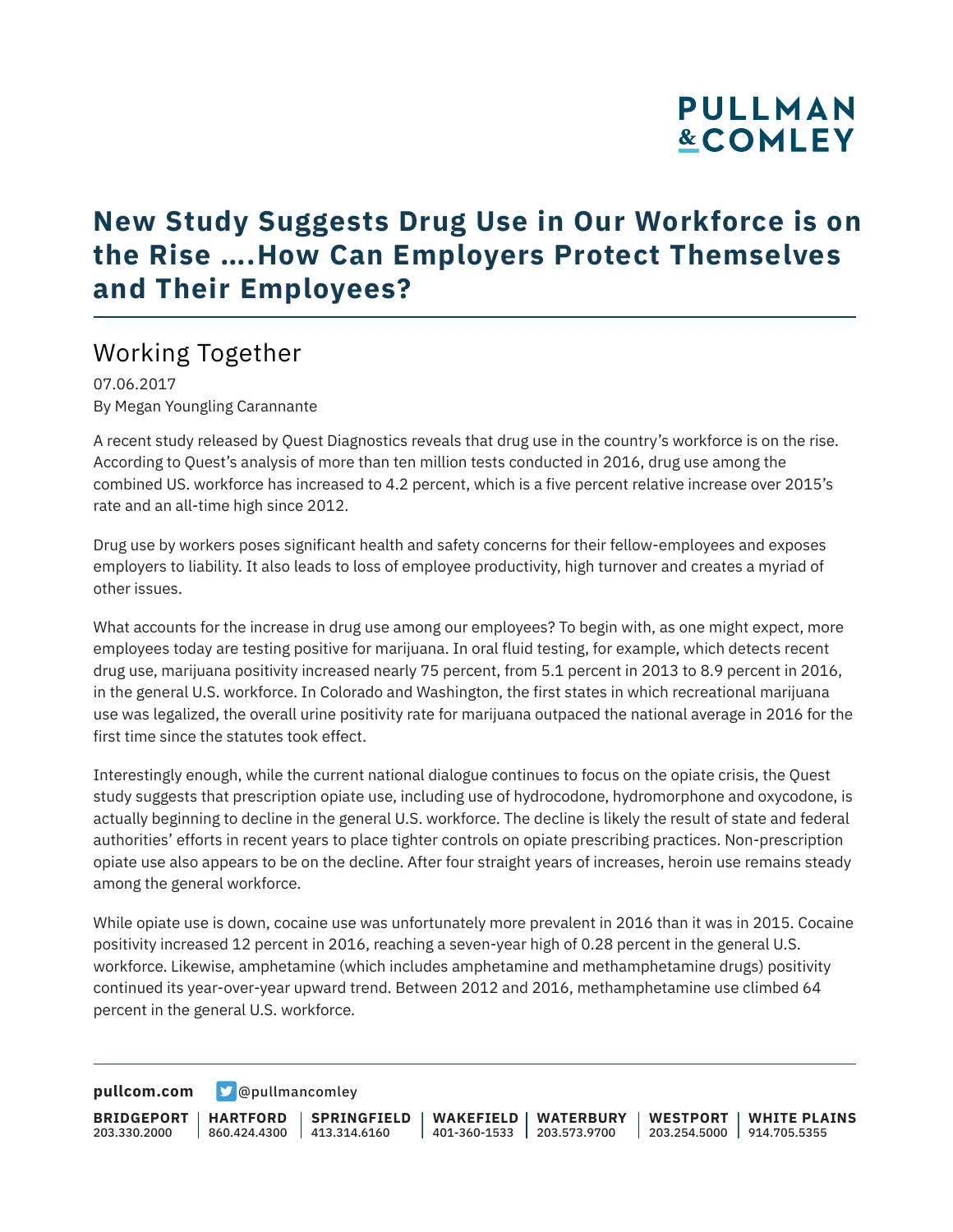# New Study Suggests Drug Use in Our Workforce is on the Rise ….How Can Employers Protect Themselves and Their Employees?

## Working Together

07.06.2017
By Megan Youngling Carannante

A recent study released by Quest Diagnostics reveals that drug use in the country's workforce is on the rise. According to Quest's analysis of more than ten million tests conducted in 2016, drug use among the combined US. workforce has increased to 4.2 percent, which is a five percent relative increase over 2015's rate and an all-time high since 2012.

Drug use by workers poses significant health and safety concerns for their fellow-employees and exposes employers to liability. It also leads to loss of employee productivity, high turnover and creates a myriad of other issues.

What accounts for the increase in drug use among our employees? To begin with, as one might expect, more employees today are testing positive for marijuana. In oral fluid testing, for example, which detects recent drug use, marijuana positivity increased nearly 75 percent, from 5.1 percent in 2013 to 8.9 percent in 2016, in the general U.S. workforce. In Colorado and Washington, the first states in which recreational marijuana use was legalized, the overall urine positivity rate for marijuana outpaced the national average in 2016 for the first time since the statutes took effect.

Interestingly enough, while the current national dialogue continues to focus on the opiate crisis, the Quest study suggests that prescription opiate use, including use of hydrocodone, hydromorphone and oxycodone, is actually beginning to decline in the general U.S. workforce. The decline is likely the result of state and federal authorities' efforts in recent years to place tighter controls on opiate prescribing practices. Non-prescription opiate use also appears to be on the decline. After four straight years of increases, heroin use remains steady among the general workforce.

While opiate use is down, cocaine use was unfortunately more prevalent in 2016 than it was in 2015. Cocaine positivity increased 12 percent in 2016, reaching a seven-year high of 0.28 percent in the general U.S. workforce. Likewise, amphetamine (which includes amphetamine and methamphetamine drugs) positivity continued its year-over-year upward trend. Between 2012 and 2016, methamphetamine use climbed 64 percent in the general U.S. workforce.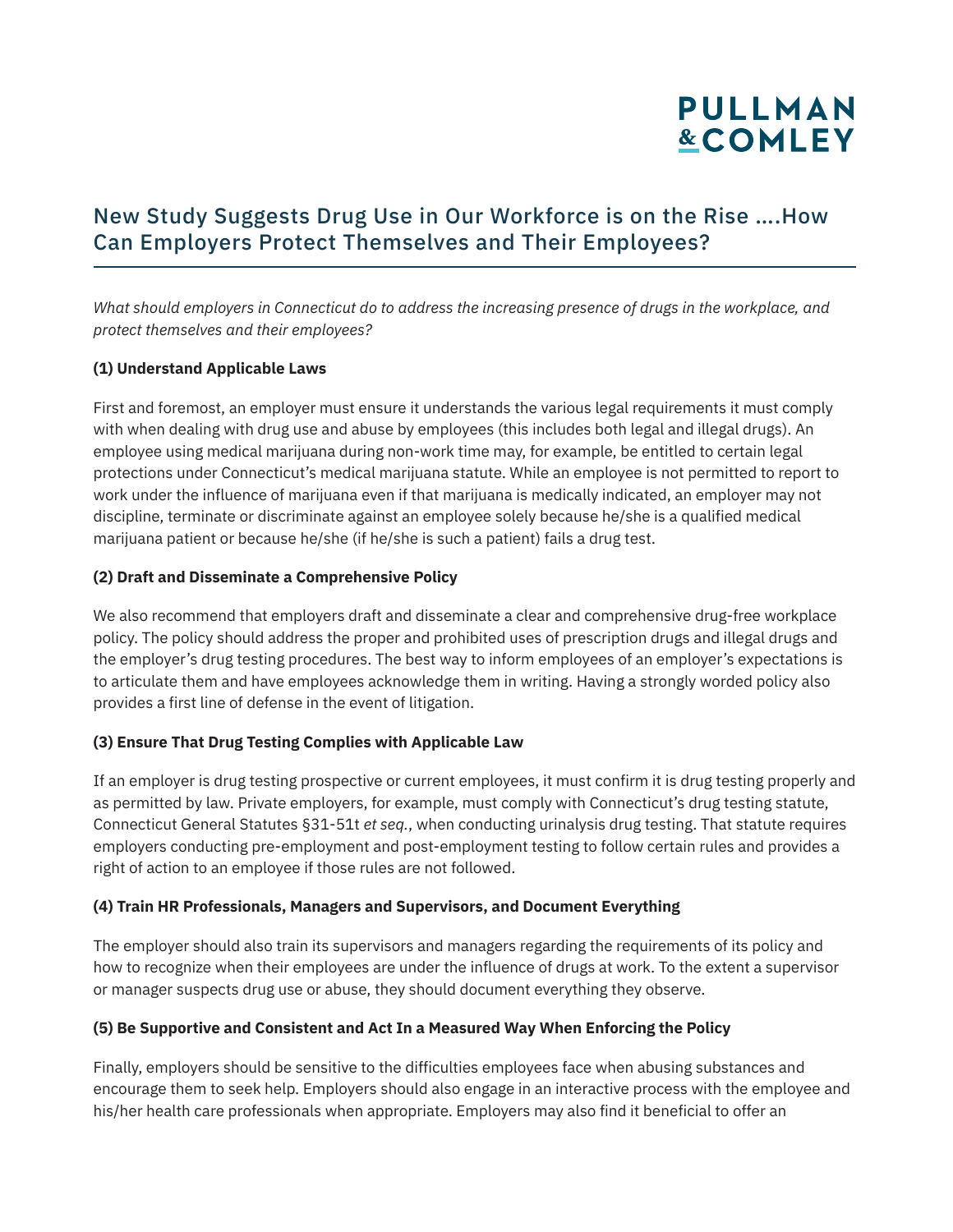# New Study Suggests Drug Use in Our Workforce is on the Rise ….How Can Employers Protect Themselves and Their Employees?

*What should employers in Connecticut do to address the increasing presence of drugs in the workplace, and protect themselves and their employees?*

**(1) Understand Applicable Laws**

First and foremost, an employer must ensure it understands the various legal requirements it must comply with when dealing with drug use and abuse by employees (this includes both legal and illegal drugs). An employee using medical marijuana during non-work time may, for example, be entitled to certain legal protections under Connecticut's medical marijuana statute. While an employee is not permitted to report to work under the influence of marijuana even if that marijuana is medically indicated, an employer may not discipline, terminate or discriminate against an employee solely because he/she is a qualified medical marijuana patient or because he/she (if he/she is such a patient) fails a drug test.

**(2) Draft and Disseminate a Comprehensive Policy**

We also recommend that employers draft and disseminate a clear and comprehensive drug-free workplace policy. The policy should address the proper and prohibited uses of prescription drugs and illegal drugs and the employer's drug testing procedures. The best way to inform employees of an employer's expectations is to articulate them and have employees acknowledge them in writing. Having a strongly worded policy also provides a first line of defense in the event of litigation.

**(3) Ensure That Drug Testing Complies with Applicable Law**

If an employer is drug testing prospective or current employees, it must confirm it is drug testing properly and as permitted by law. Private employers, for example, must comply with Connecticut's drug testing statute, Connecticut General Statutes §31-51t *et seq.*, when conducting urinalysis drug testing. That statute requires employers conducting pre-employment and post-employment testing to follow certain rules and provides a right of action to an employee if those rules are not followed.

**(4) Train HR Professionals, Managers and Supervisors, and Document Everything**

The employer should also train its supervisors and managers regarding the requirements of its policy and how to recognize when their employees are under the influence of drugs at work. To the extent a supervisor or manager suspects drug use or abuse, they should document everything they observe.

**(5) Be Supportive and Consistent and Act In a Measured Way When Enforcing the Policy**

Finally, employers should be sensitive to the difficulties employees face when abusing substances and encourage them to seek help. Employers should also engage in an interactive process with the employee and his/her health care professionals when appropriate. Employers may also find it beneficial to offer an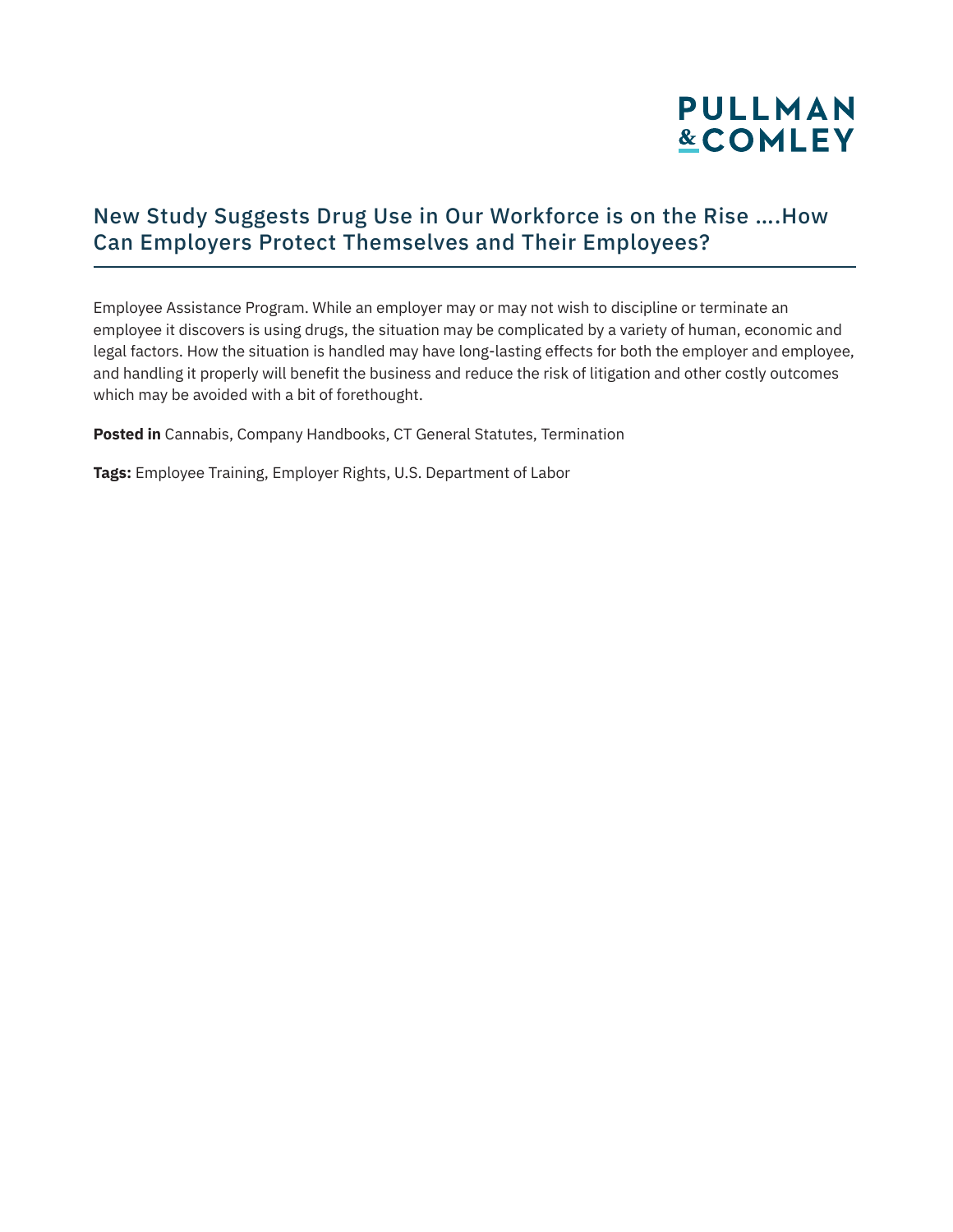## New Study Suggests Drug Use in Our Workforce is on the Rise ….How Can Employers Protect Themselves and Their Employees?

Employee Assistance Program. While an employer may or may not wish to discipline or terminate an employee it discovers is using drugs, the situation may be complicated by a variety of human, economic and legal factors. How the situation is handled may have long-lasting effects for both the employer and employee, and handling it properly will benefit the business and reduce the risk of litigation and other costly outcomes which may be avoided with a bit of forethought.

**Posted in** Cannabis, Company Handbooks, CT General Statutes, Termination

**Tags:** Employee Training, Employer Rights, U.S. Department of Labor